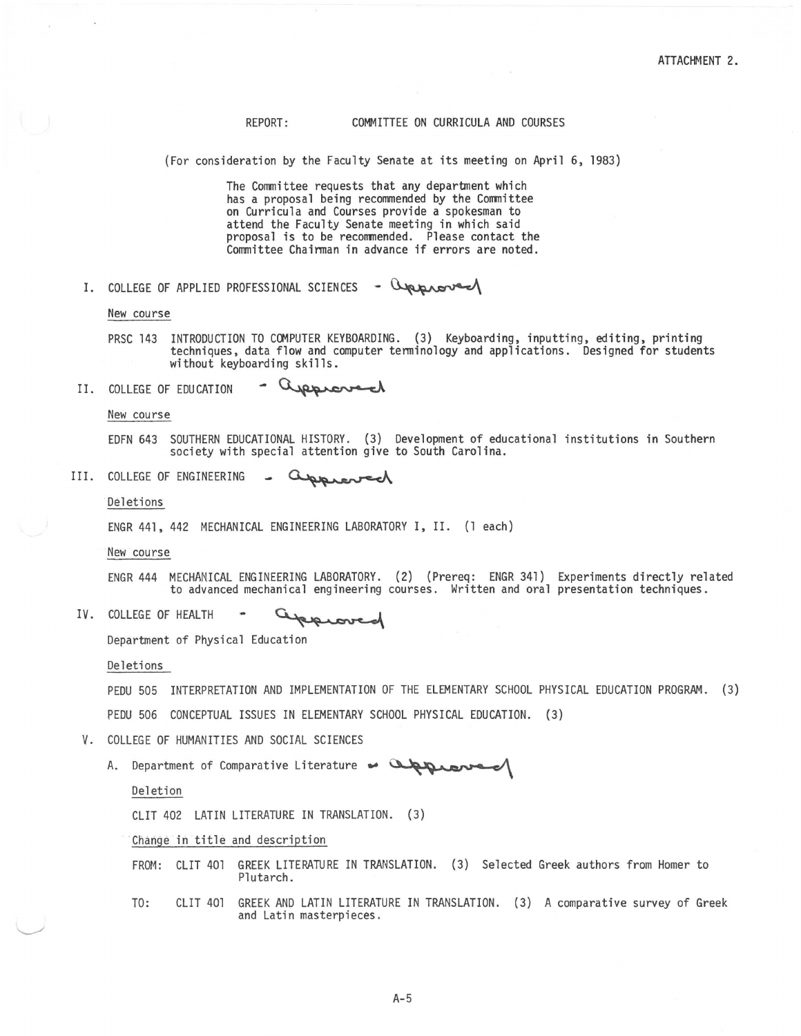ATTACHMENT 2.

REPORT: COMMITTEE ON CURRICULA AND COURSES

(For consideration by the Faculty Senate at its meeting on April 6, 1983)

The Committee requests that any department which has a proposal being recommended by the Committee on Curricula and Courses provide a spokesman to attend the Faculty Senate meeting in which said proposal is to be recommended. Please contact the Committee Chairman in advance if errors are noted.

## I. COLLEGE OF APPLIED PROFESSIONAL SCIENCES - approved

New course

PRSC 143 INTRODUCTION TO COMPUTER KEYBOARDING. (3) Keyboarding, inputting, editing, printing techniques, data flow and computer terminology and applications. Designed for students without keyboarding skills.

## II. COLLEGE OF EDUCATION - approved

New course

EDFN 643 SOUTHERN EDUCATIONAL HISTORY. (3) Development of educational institutions in Southern society with special attention give to South Carolina.

## III. COLLEGE OF ENGINEERING - approved

Deletions

ENGR 441, 442 MECHANICAL ENGINEERING LABORATORY I, II. (1 each)

New course

ENGR 444 MECHANICAL ENGINEERING LABORATORY. (2) (Prereq: ENGR 341) Experiments directly related to advanced mechanical engineering courses. Written and oral presentation techniques.

## IV. COLLEGE OF HEALTH - approved

Department of Physical Education

Deletions

PEDU 505 INTERPRETATION AND IMPLEMENTATION OF THE ELEMENTARY SCHOOL PHYSICAL EDUCATION PROGRAM. (3)

PEDU 506 CONCEPTUAL ISSUES IN ELEMENTARY SCHOOL PHYSICAL EDUCATION. (3)

## V. COLLEGE OF HUMANITIES AND SOCIAL SCIENCES

A. Department of Comparative Literature - approved

Deletion

CLIT 402 LATIN LITERATURE IN TRANSLATION. (3)

Change in title and description

FROM: CLIT 401 GREEK LITERATURE IN TRANSLATION. (3) Selected Greek authors from Homer to Plutarch.

TO: CLIT 401 GREEK AND LATIN LITERATURE IN TRANSLATION. (3) A comparative survey of Greek and Latin masterpieces.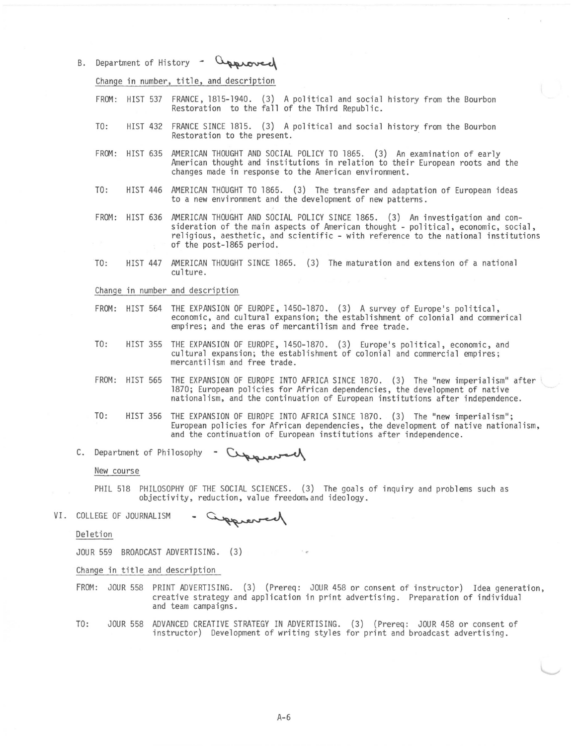B. Department of History - *Approved*

Change in number, title, and description

FROM: HIST 537 FRANCE, 1815-1940. (3) A political and social history from the Bourbon Restoration to the fall of the Third Republic.

TO: HIST 432 FRANCE SINCE 1815. (3) A political and social history from the Bourbon Restoration to the present.

FROM: HIST 635 AMERICAN THOUGHT AND SOCIAL POLICY TO 1865. (3) An examination of early American thought and institutions in relation to their European roots and the changes made in response to the American environment.

TO: HIST 446 AMERICAN THOUGHT TO 1865. (3) The transfer and adaptation of European ideas to a new environment and the development of new patterns.

FROM: HIST 636 AMERICAN THOUGHT AND SOCIAL POLICY SINCE 1865. (3) An investigation and consideration of the main aspects of American thought - political, economic, social, religious, aesthetic, and scientific - with reference to the national institutions of the post-1865 period.

TO: HIST 447 AMERICAN THOUGHT SINCE 1865. (3) The maturation and extension of a national culture.

Change in number and description

FROM: HIST 564 THE EXPANSION OF EUROPE, 1450-1870. (3) A survey of Europe's political, economic, and cultural expansion; the establishment of colonial and commerical empires; and the eras of mercantilism and free trade.

TO: HIST 355 THE EXPANSION OF EUROPE, 1450-1870. (3) Europe's political, economic, and cultural expansion; the establishment of colonial and commercial empires; mercantilism and free trade.

FROM: HIST 565 THE EXPANSION OF EUROPE INTO AFRICA SINCE 1870. (3) The "new imperialism" after 1870; European policies for African dependencies, the development of native nationalism, and the continuation of European institutions after independence.

TO: HIST 356 THE EXPANSION OF EUROPE INTO AFRICA SINCE 1870. (3) The "new imperialism"; European policies for African dependencies, the development of native nationalism, and the continuation of European institutions after independence.

C. Department of Philosophy - *Approved*

New course

PHIL 518 PHILOSOPHY OF THE SOCIAL SCIENCES. (3) The goals of inquiry and problems such as objectivity, reduction, value freedom, and ideology.

VI. COLLEGE OF JOURNALISM - *Approved*

Deletion

JOUR 559 BROADCAST ADVERTISING. (3)

Change in title and description

FROM: JOUR 558 PRINT ADVERTISING. (3) (Prereq: JOUR 458 or consent of instructor) Idea generation, creative strategy and application in print advertising. Preparation of individual and team campaigns.

TO: JOUR 558 ADVANCED CREATIVE STRATEGY IN ADVERTISING. (3) (Prereq: JOUR 458 or consent of instructor) Development of writing styles for print and broadcast advertising.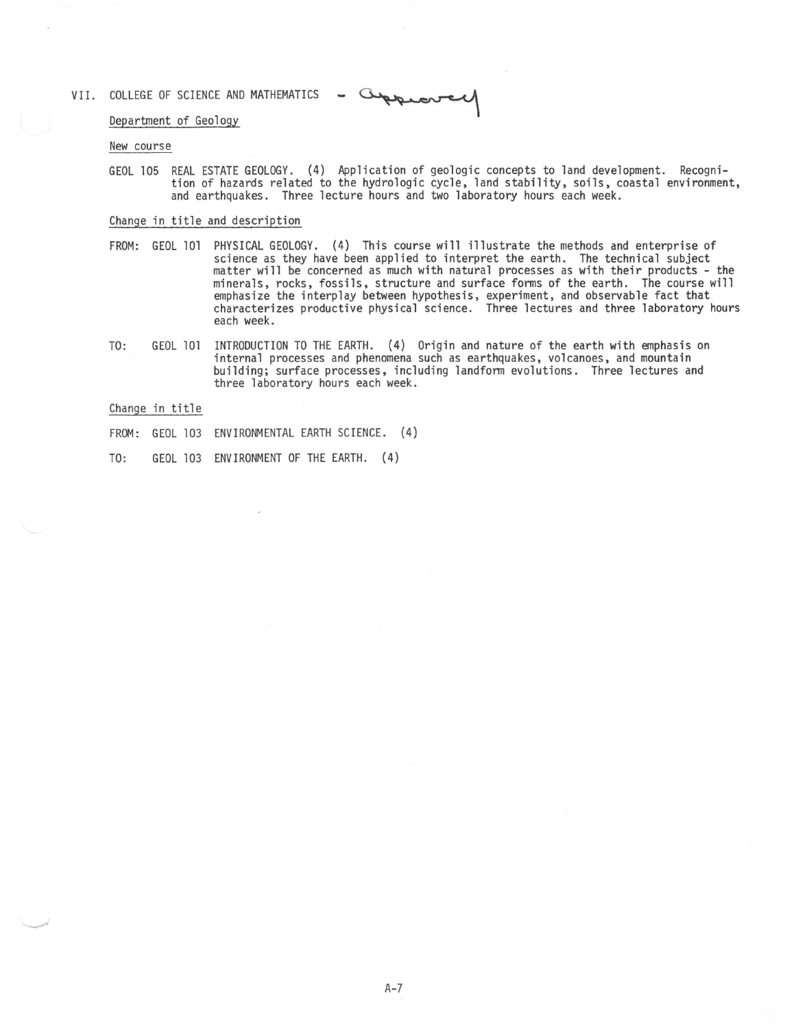## VII. COLLEGE OF SCIENCE AND MATHEMATICS - Approved

Department of Geology

New course

GEOL 105 REAL ESTATE GEOLOGY. (4) Application of geologic concepts to land development. Recognition of hazards related to the hydrologic cycle, land stability, soils, coastal environment, and earthquakes. Three lecture hours and two laboratory hours each week.

Change in title and description

FROM: GEOL 101 PHYSICAL GEOLOGY. (4) This course will illustrate the methods and enterprise of science as they have been applied to interpret the earth. The technical subject matter will be concerned as much with natural processes as with their products - the minerals, rocks, fossils, structure and surface forms of the earth. The course will emphasize the interplay between hypothesis, experiment, and observable fact that characterizes productive physical science. Three lectures and three laboratory hours each week.

TO: GEOL 101 INTRODUCTION TO THE EARTH. (4) Origin and nature of the earth with emphasis on internal processes and phenomena such as earthquakes, volcanoes, and mountain building; surface processes, including landform evolutions. Three lectures and three laboratory hours each week.

Change in title

FROM: GEOL 103 ENVIRONMENTAL EARTH SCIENCE. (4)

TO: GEOL 103 ENVIRONMENT OF THE EARTH. (4)